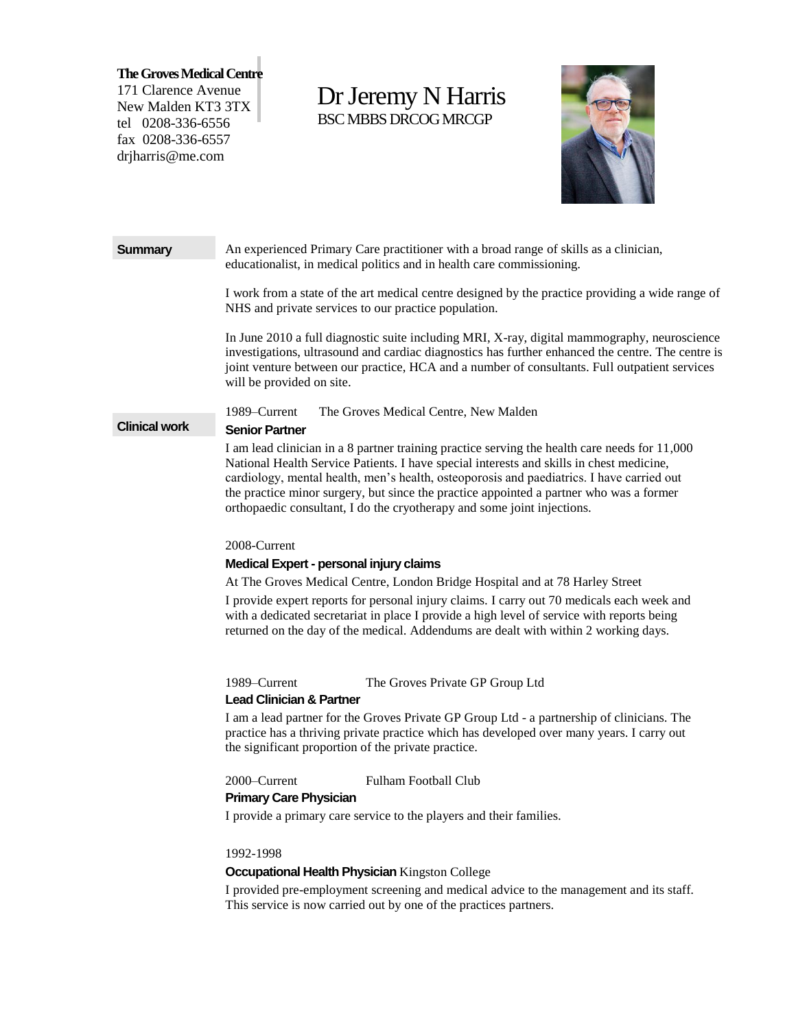**The Groves Medical Centre**
171 Clarence Avenue
New Malden KT3 3TX
tel 0208-336-6556
fax 0208-336-6557
drjharris@me.com

# Dr Jeremy N Harris

BSC MBBS DRCOG MRCGP

## Summary

An experienced Primary Care practitioner with a broad range of skills as a clinician, educationalist, in medical politics and in health care commissioning.

I work from a state of the art medical centre designed by the practice providing a wide range of NHS and private services to our practice population.

In June 2010 a full diagnostic suite including MRI, X-ray, digital mammography, neuroscience investigations, ultrasound and cardiac diagnostics has further enhanced the centre. The centre is joint venture between our practice, HCA and a number of consultants. Full outpatient services will be provided on site.

## Clinical work

1989–Current The Groves Medical Centre, New Malden

**Senior Partner**

I am lead clinician in a 8 partner training practice serving the health care needs for 11,000 National Health Service Patients. I have special interests and skills in chest medicine, cardiology, mental health, men's health, osteoporosis and paediatrics. I have carried out the practice minor surgery, but since the practice appointed a partner who was a former orthopaedic consultant, I do the cryotherapy and some joint injections.

2008-Current

**Medical Expert - personal injury claims**

At The Groves Medical Centre, London Bridge Hospital and at 78 Harley Street

I provide expert reports for personal injury claims. I carry out 70 medicals each week and with a dedicated secretariat in place I provide a high level of service with reports being returned on the day of the medical. Addendums are dealt with within 2 working days.

1989–Current The Groves Private GP Group Ltd

**Lead Clinician & Partner**

I am a lead partner for the Groves Private GP Group Ltd - a partnership of clinicians. The practice has a thriving private practice which has developed over many years. I carry out the significant proportion of the private practice.

2000–Current Fulham Football Club

**Primary Care Physician**

I provide a primary care service to the players and their families.

1992-1998

**Occupational Health Physician** Kingston College

I provided pre-employment screening and medical advice to the management and its staff. This service is now carried out by one of the practices partners.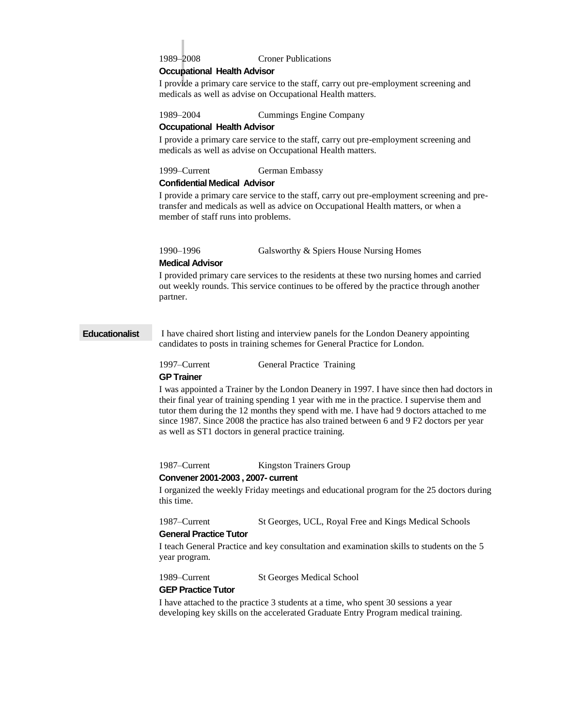1989–2008 Croner Publications

**Occupational Health Advisor**

I provide a primary care service to the staff, carry out pre-employment screening and medicals as well as advise on Occupational Health matters.

1989–2004 Cummings Engine Company

**Occupational Health Advisor**

I provide a primary care service to the staff, carry out pre-employment screening and medicals as well as advise on Occupational Health matters.

1999–Current German Embassy

**Confidential Medical Advisor**

I provide a primary care service to the staff, carry out pre-employment screening and pre-transfer and medicals as well as advice on Occupational Health matters, or when a member of staff runs into problems.

1990–1996 Galsworthy & Spiers House Nursing Homes

**Medical Advisor**

I provided primary care services to the residents at these two nursing homes and carried out weekly rounds. This service continues to be offered by the practice through another partner.

## Educationalist

I have chaired short listing and interview panels for the London Deanery appointing candidates to posts in training schemes for General Practice for London.

1997–Current General Practice Training

**GP Trainer**

I was appointed a Trainer by the London Deanery in 1997. I have since then had doctors in their final year of training spending 1 year with me in the practice. I supervise them and tutor them during the 12 months they spend with me. I have had 9 doctors attached to me since 1987. Since 2008 the practice has also trained between 6 and 9 F2 doctors per year as well as ST1 doctors in general practice training.

1987–Current Kingston Trainers Group

**Convener 2001-2003 , 2007- current**

I organized the weekly Friday meetings and educational program for the 25 doctors during this time.

1987–Current St Georges, UCL, Royal Free and Kings Medical Schools

**General Practice Tutor**

I teach General Practice and key consultation and examination skills to students on the 5 year program.

1989–Current St Georges Medical School

**GEP Practice Tutor**

I have attached to the practice 3 students at a time, who spent 30 sessions a year developing key skills on the accelerated Graduate Entry Program medical training.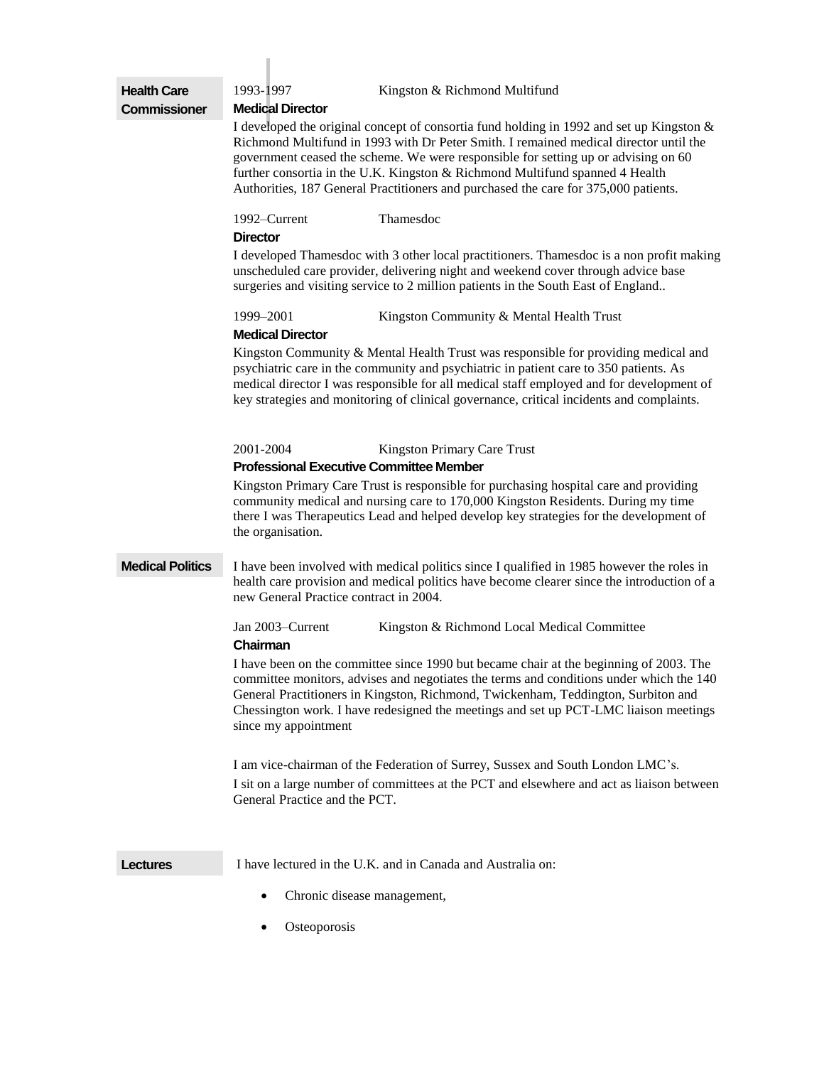## Health Care Commissioner

1993-1997 Kingston & Richmond Multifund

**Medical Director**

I developed the original concept of consortia fund holding in 1992 and set up Kingston & Richmond Multifund in 1993 with Dr Peter Smith. I remained medical director until the government ceased the scheme. We were responsible for setting up or advising on 60 further consortia in the U.K. Kingston & Richmond Multifund spanned 4 Health Authorities, 187 General Practitioners and purchased the care for 375,000 patients.

1992–Current Thamesdoc

**Director**

I developed Thamesdoc with 3 other local practitioners. Thamesdoc is a non profit making unscheduled care provider, delivering night and weekend cover through advice base surgeries and visiting service to 2 million patients in the South East of England..

1999–2001 Kingston Community & Mental Health Trust

**Medical Director**

Kingston Community & Mental Health Trust was responsible for providing medical and psychiatric care in the community and psychiatric in patient care to 350 patients. As medical director I was responsible for all medical staff employed and for development of key strategies and monitoring of clinical governance, critical incidents and complaints.

2001-2004 Kingston Primary Care Trust

**Professional Executive Committee Member**

Kingston Primary Care Trust is responsible for purchasing hospital care and providing community medical and nursing care to 170,000 Kingston Residents. During my time there I was Therapeutics Lead and helped develop key strategies for the development of the organisation.

## Medical Politics

I have been involved with medical politics since I qualified in 1985 however the roles in health care provision and medical politics have become clearer since the introduction of a new General Practice contract in 2004.

Jan 2003–Current Kingston & Richmond Local Medical Committee

**Chairman**

I have been on the committee since 1990 but became chair at the beginning of 2003. The committee monitors, advises and negotiates the terms and conditions under which the 140 General Practitioners in Kingston, Richmond, Twickenham, Teddington, Surbiton and Chessington work. I have redesigned the meetings and set up PCT-LMC liaison meetings since my appointment

I am vice-chairman of the Federation of Surrey, Sussex and South London LMC's.

I sit on a large number of committees at the PCT and elsewhere and act as liaison between General Practice and the PCT.

## Lectures

I have lectured in the U.K. and in Canada and Australia on:

- Chronic disease management,
- Osteoporosis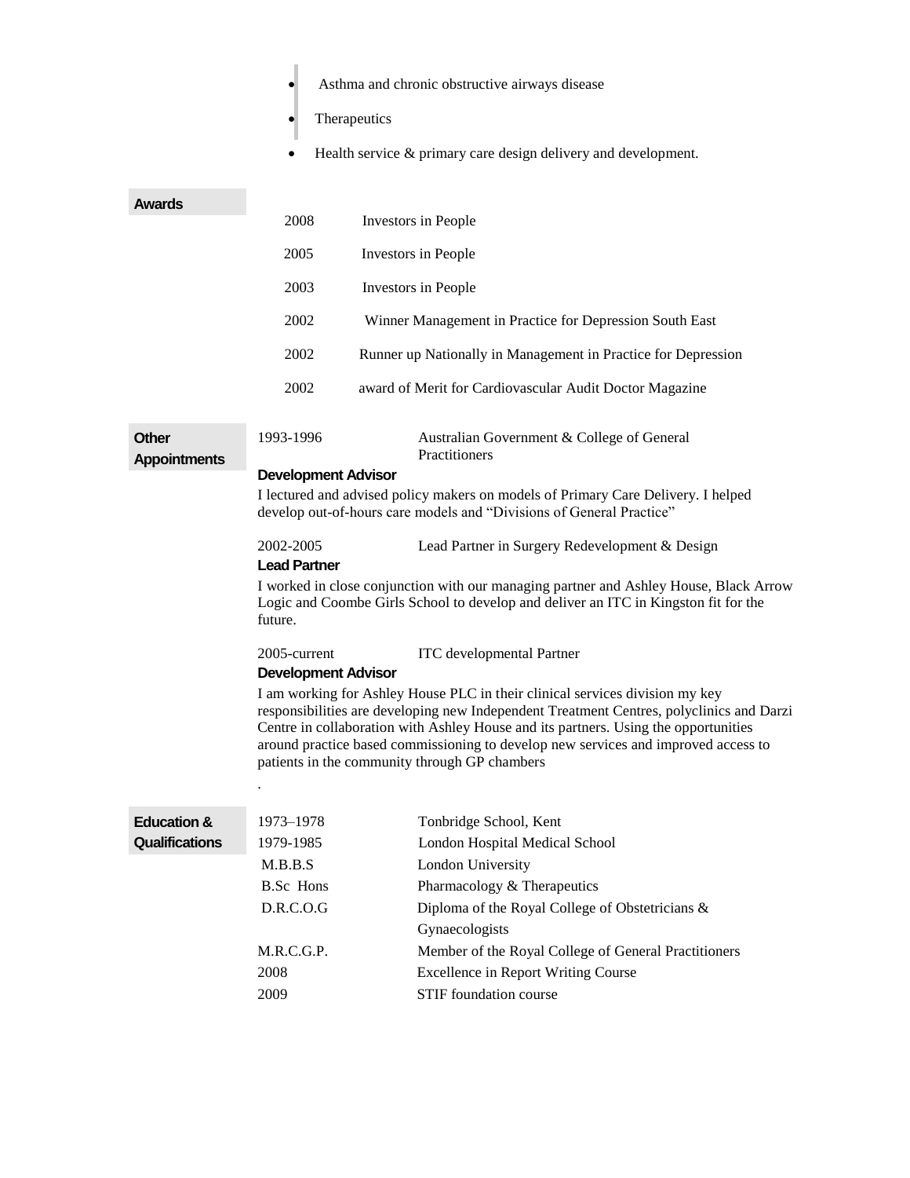- Asthma and chronic obstructive airways disease
- Therapeutics
- Health service & primary care design delivery and development.

## Awards

| | |
|---|---|
| 2008 | Investors in People |
| 2005 | Investors in People |
| 2003 | Investors in People |
| 2002 | Winner Management in Practice for Depression South East |
| 2002 | Runner up Nationally in Management in Practice for Depression |
| 2002 | award of Merit for Cardiovascular Audit Doctor Magazine |

## Other Appointments

1993-1996 Australian Government & College of General Practitioners

**Development Advisor**

I lectured and advised policy makers on models of Primary Care Delivery. I helped develop out-of-hours care models and "Divisions of General Practice"

2002-2005 Lead Partner in Surgery Redevelopment & Design

**Lead Partner**

I worked in close conjunction with our managing partner and Ashley House, Black Arrow Logic and Coombe Girls School to develop and deliver an ITC in Kingston fit for the future.

2005-current ITC developmental Partner

**Development Advisor**

I am working for Ashley House PLC in their clinical services division my key responsibilities are developing new Independent Treatment Centres, polyclinics and Darzi Centre in collaboration with Ashley House and its partners. Using the opportunities around practice based commissioning to develop new services and improved access to patients in the community through GP chambers

.

## Education & Qualifications

| | |
|---|---|
| 1973–1978 | Tonbridge School, Kent |
| 1979-1985 | London Hospital Medical School |
| M.B.B.S | London University |
| B.Sc Hons | Pharmacology & Therapeutics |
| D.R.C.O.G | Diploma of the Royal College of Obstetricians & Gynaecologists |
| M.R.C.G.P. | Member of the Royal College of General Practitioners |
| 2008 | Excellence in Report Writing Course |
| 2009 | STIF foundation course |